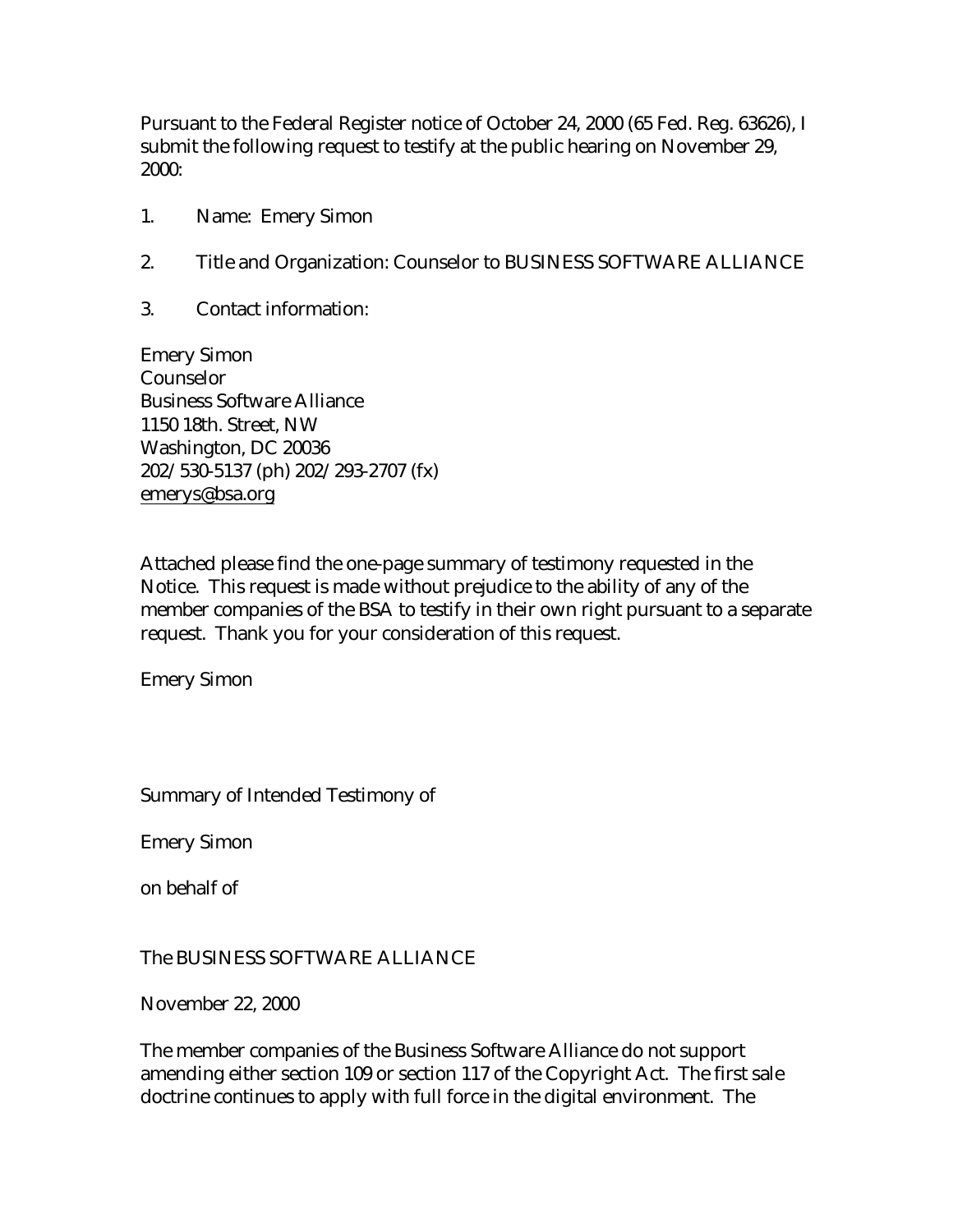Pursuant to the Federal Register notice of October 24, 2000 (65 Fed. Reg. 63626), I submit the following request to testify at the public hearing on November 29, 2000:

1. Name: Emery Simon

2. Title and Organization: Counselor to BUSINESS SOFTWARE ALLIANCE

3. Contact information:

Emery Simon
Counselor
Business Software Alliance
1150 18th. Street, NW
Washington, DC 20036
202/530-5137 (ph) 202/293-2707 (fx)
emerys@bsa.org

Attached please find the one-page summary of testimony requested in the Notice. This request is made without prejudice to the ability of any of the member companies of the BSA to testify in their own right pursuant to a separate request. Thank you for your consideration of this request.

Emery Simon

Summary of Intended Testimony of

Emery Simon

on behalf of

The BUSINESS SOFTWARE ALLIANCE

November 22, 2000

The member companies of the Business Software Alliance do not support amending either section 109 or section 117 of the Copyright Act. The first sale doctrine continues to apply with full force in the digital environment. The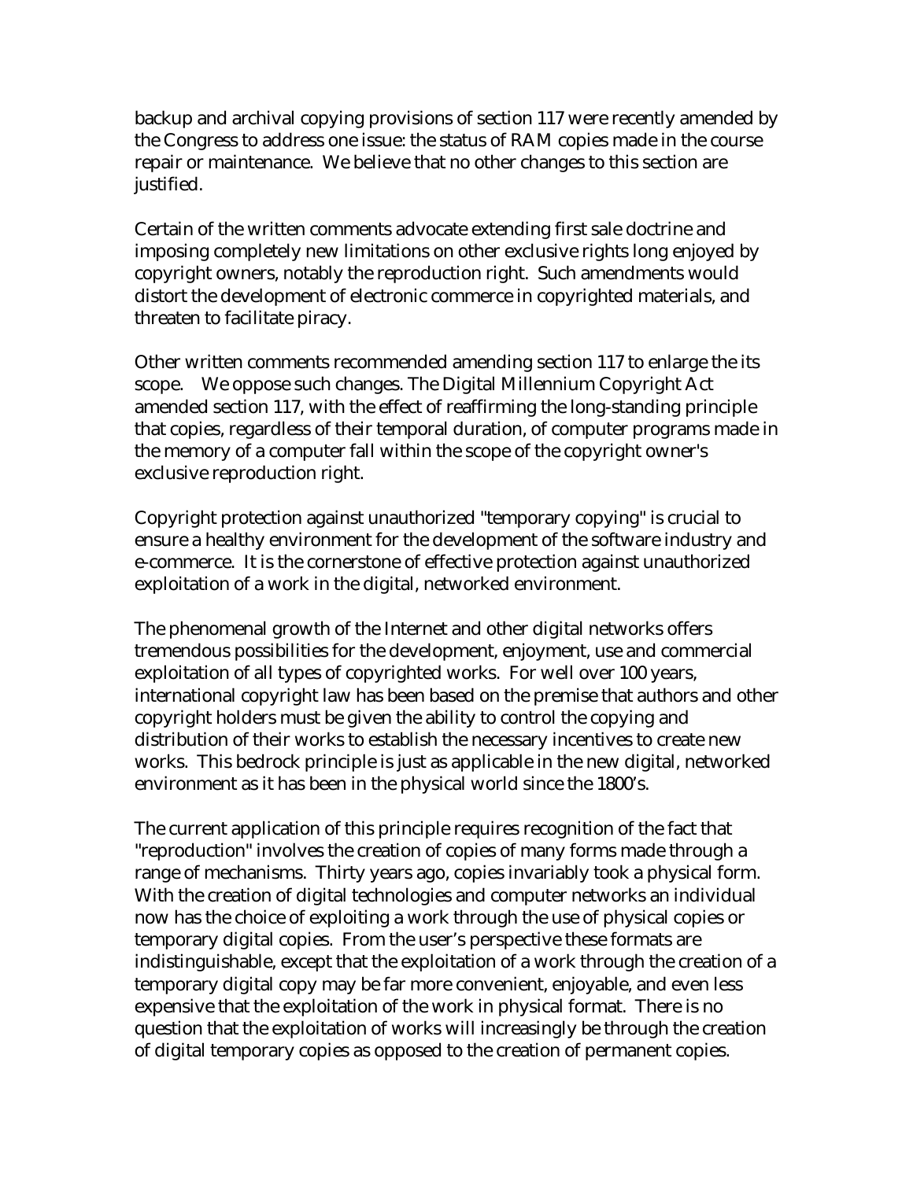backup and archival copying provisions of section 117 were recently amended by the Congress to address one issue: the status of RAM copies made in the course repair or maintenance. We believe that no other changes to this section are justified.

Certain of the written comments advocate extending first sale doctrine and imposing completely new limitations on other exclusive rights long enjoyed by copyright owners, notably the reproduction right. Such amendments would distort the development of electronic commerce in copyrighted materials, and threaten to facilitate piracy.

Other written comments recommended amending section 117 to enlarge the its scope. We oppose such changes. The Digital Millennium Copyright Act amended section 117, with the effect of reaffirming the long-standing principle that copies, regardless of their temporal duration, of computer programs made in the memory of a computer fall within the scope of the copyright owner's exclusive reproduction right.

Copyright protection against unauthorized "temporary copying" is crucial to ensure a healthy environment for the development of the software industry and e-commerce. It is the cornerstone of effective protection against unauthorized exploitation of a work in the digital, networked environment.

The phenomenal growth of the Internet and other digital networks offers tremendous possibilities for the development, enjoyment, use and commercial exploitation of all types of copyrighted works. For well over 100 years, international copyright law has been based on the premise that authors and other copyright holders must be given the ability to control the copying and distribution of their works to establish the necessary incentives to create new works. This bedrock principle is just as applicable in the new digital, networked environment as it has been in the physical world since the 1800's.

The current application of this principle requires recognition of the fact that "reproduction" involves the creation of copies of many forms made through a range of mechanisms. Thirty years ago, copies invariably took a physical form. With the creation of digital technologies and computer networks an individual now has the choice of exploiting a work through the use of physical copies or temporary digital copies. From the user's perspective these formats are indistinguishable, except that the exploitation of a work through the creation of a temporary digital copy may be far more convenient, enjoyable, and even less expensive that the exploitation of the work in physical format. There is no question that the exploitation of works will increasingly be through the creation of digital temporary copies as opposed to the creation of permanent copies.